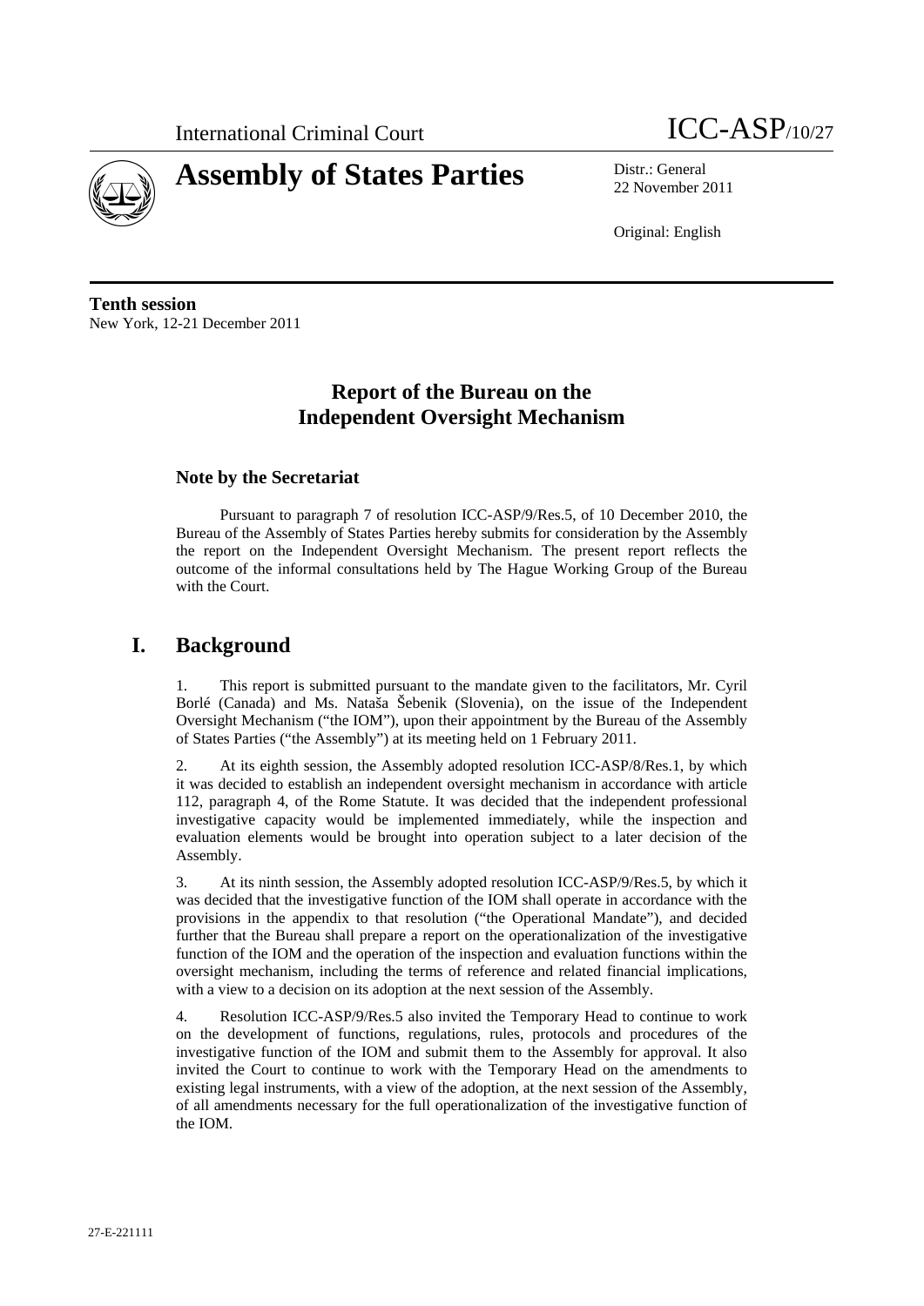International Criminal Court

ICC-ASP/10/27

# Assembly of States Parties

Distr.: General
22 November 2011

Original: English

**Tenth session**
New York, 12-21 December 2011

## Report of the Bureau on the Independent Oversight Mechanism

### Note by the Secretariat

Pursuant to paragraph 7 of resolution ICC-ASP/9/Res.5, of 10 December 2010, the Bureau of the Assembly of States Parties hereby submits for consideration by the Assembly the report on the Independent Oversight Mechanism. The present report reflects the outcome of the informal consultations held by The Hague Working Group of the Bureau with the Court.

## I. Background

1. This report is submitted pursuant to the mandate given to the facilitators, Mr. Cyril Borlé (Canada) and Ms. Nataša Šebenik (Slovenia), on the issue of the Independent Oversight Mechanism ("the IOM"), upon their appointment by the Bureau of the Assembly of States Parties ("the Assembly") at its meeting held on 1 February 2011.

2. At its eighth session, the Assembly adopted resolution ICC-ASP/8/Res.1, by which it was decided to establish an independent oversight mechanism in accordance with article 112, paragraph 4, of the Rome Statute. It was decided that the independent professional investigative capacity would be implemented immediately, while the inspection and evaluation elements would be brought into operation subject to a later decision of the Assembly.

3. At its ninth session, the Assembly adopted resolution ICC-ASP/9/Res.5, by which it was decided that the investigative function of the IOM shall operate in accordance with the provisions in the appendix to that resolution ("the Operational Mandate"), and decided further that the Bureau shall prepare a report on the operationalization of the investigative function of the IOM and the operation of the inspection and evaluation functions within the oversight mechanism, including the terms of reference and related financial implications, with a view to a decision on its adoption at the next session of the Assembly.

4. Resolution ICC-ASP/9/Res.5 also invited the Temporary Head to continue to work on the development of functions, regulations, rules, protocols and procedures of the investigative function of the IOM and submit them to the Assembly for approval. It also invited the Court to continue to work with the Temporary Head on the amendments to existing legal instruments, with a view of the adoption, at the next session of the Assembly, of all amendments necessary for the full operationalization of the investigative function of the IOM.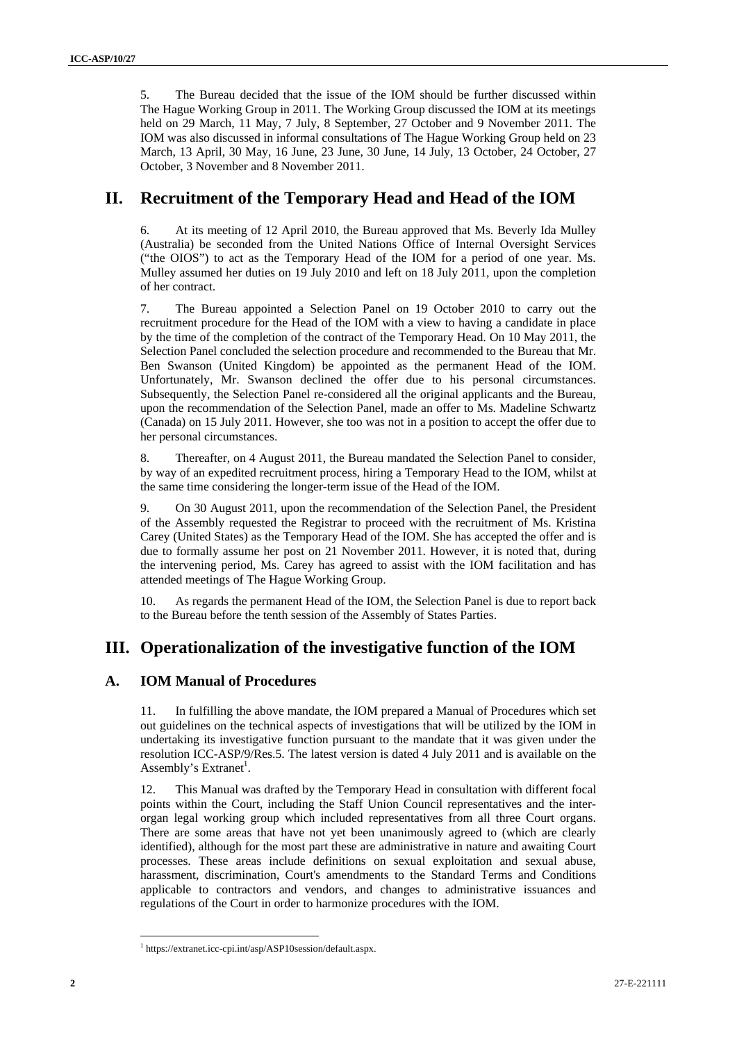5. The Bureau decided that the issue of the IOM should be further discussed within The Hague Working Group in 2011. The Working Group discussed the IOM at its meetings held on 29 March, 11 May, 7 July, 8 September, 27 October and 9 November 2011. The IOM was also discussed in informal consultations of The Hague Working Group held on 23 March, 13 April, 30 May, 16 June, 23 June, 30 June, 14 July, 13 October, 24 October, 27 October, 3 November and 8 November 2011.

# II. Recruitment of the Temporary Head and Head of the IOM

6. At its meeting of 12 April 2010, the Bureau approved that Ms. Beverly Ida Mulley (Australia) be seconded from the United Nations Office of Internal Oversight Services ("the OIOS") to act as the Temporary Head of the IOM for a period of one year. Ms. Mulley assumed her duties on 19 July 2010 and left on 18 July 2011, upon the completion of her contract.

7. The Bureau appointed a Selection Panel on 19 October 2010 to carry out the recruitment procedure for the Head of the IOM with a view to having a candidate in place by the time of the completion of the contract of the Temporary Head. On 10 May 2011, the Selection Panel concluded the selection procedure and recommended to the Bureau that Mr. Ben Swanson (United Kingdom) be appointed as the permanent Head of the IOM. Unfortunately, Mr. Swanson declined the offer due to his personal circumstances. Subsequently, the Selection Panel re-considered all the original applicants and the Bureau, upon the recommendation of the Selection Panel, made an offer to Ms. Madeline Schwartz (Canada) on 15 July 2011. However, she too was not in a position to accept the offer due to her personal circumstances.

8. Thereafter, on 4 August 2011, the Bureau mandated the Selection Panel to consider, by way of an expedited recruitment process, hiring a Temporary Head to the IOM, whilst at the same time considering the longer-term issue of the Head of the IOM.

9. On 30 August 2011, upon the recommendation of the Selection Panel, the President of the Assembly requested the Registrar to proceed with the recruitment of Ms. Kristina Carey (United States) as the Temporary Head of the IOM. She has accepted the offer and is due to formally assume her post on 21 November 2011. However, it is noted that, during the intervening period, Ms. Carey has agreed to assist with the IOM facilitation and has attended meetings of The Hague Working Group.

10. As regards the permanent Head of the IOM, the Selection Panel is due to report back to the Bureau before the tenth session of the Assembly of States Parties.

# III. Operationalization of the investigative function of the IOM

## A. IOM Manual of Procedures

11. In fulfilling the above mandate, the IOM prepared a Manual of Procedures which set out guidelines on the technical aspects of investigations that will be utilized by the IOM in undertaking its investigative function pursuant to the mandate that it was given under the resolution ICC-ASP/9/Res.5. The latest version is dated 4 July 2011 and is available on the Assembly's Extranet[1].

12. This Manual was drafted by the Temporary Head in consultation with different focal points within the Court, including the Staff Union Council representatives and the inter-organ legal working group which included representatives from all three Court organs. There are some areas that have not yet been unanimously agreed to (which are clearly identified), although for the most part these are administrative in nature and awaiting Court processes. These areas include definitions on sexual exploitation and sexual abuse, harassment, discrimination, Court's amendments to the Standard Terms and Conditions applicable to contractors and vendors, and changes to administrative issuances and regulations of the Court in order to harmonize procedures with the IOM.

[1] https://extranet.icc-cpi.int/asp/ASP10session/default.aspx.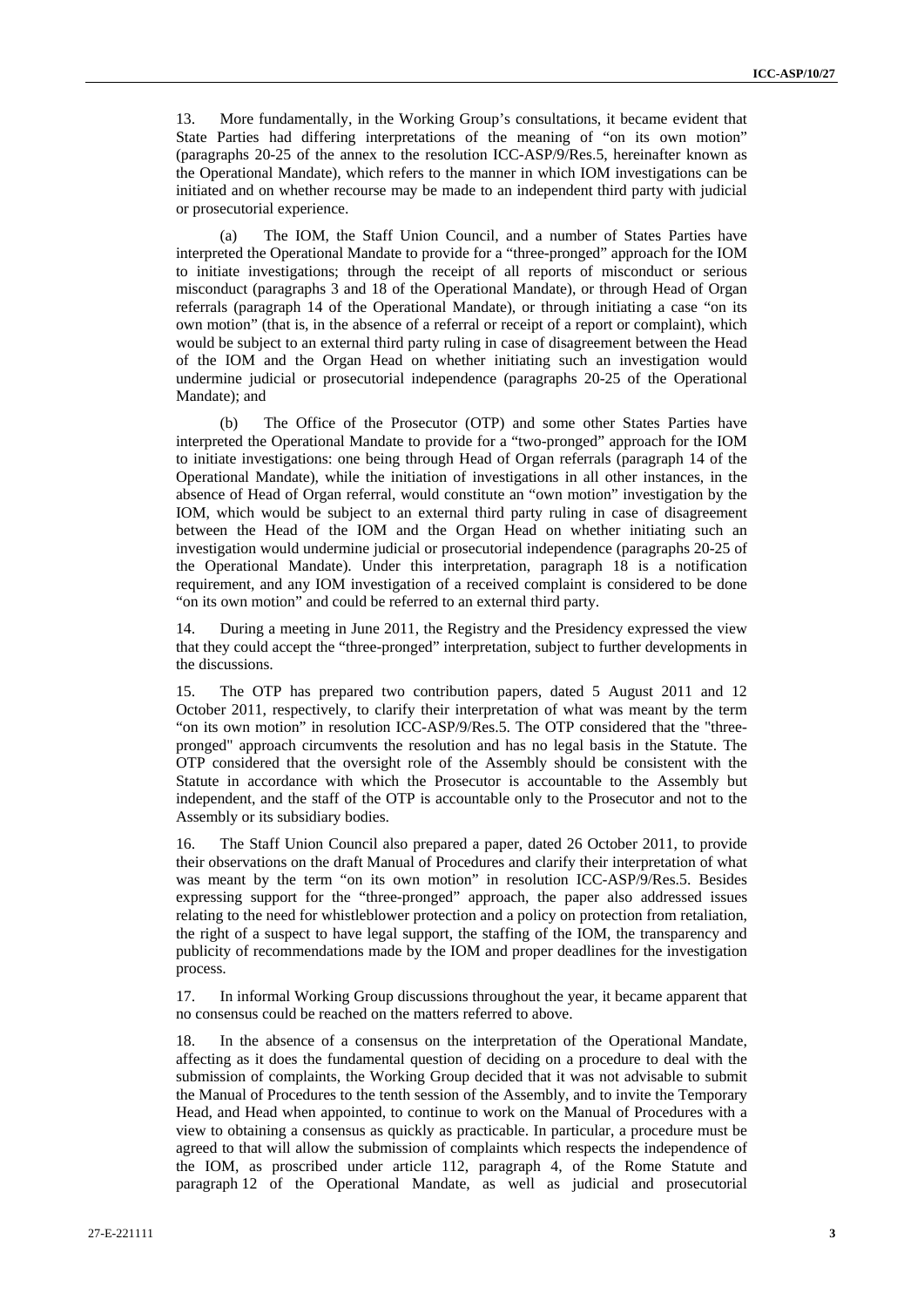13. More fundamentally, in the Working Group's consultations, it became evident that State Parties had differing interpretations of the meaning of "on its own motion" (paragraphs 20-25 of the annex to the resolution ICC-ASP/9/Res.5, hereinafter known as the Operational Mandate), which refers to the manner in which IOM investigations can be initiated and on whether recourse may be made to an independent third party with judicial or prosecutorial experience.

(a) The IOM, the Staff Union Council, and a number of States Parties have interpreted the Operational Mandate to provide for a "three-pronged" approach for the IOM to initiate investigations; through the receipt of all reports of misconduct or serious misconduct (paragraphs 3 and 18 of the Operational Mandate), or through Head of Organ referrals (paragraph 14 of the Operational Mandate), or through initiating a case "on its own motion" (that is, in the absence of a referral or receipt of a report or complaint), which would be subject to an external third party ruling in case of disagreement between the Head of the IOM and the Organ Head on whether initiating such an investigation would undermine judicial or prosecutorial independence (paragraphs 20-25 of the Operational Mandate); and

(b) The Office of the Prosecutor (OTP) and some other States Parties have interpreted the Operational Mandate to provide for a "two-pronged" approach for the IOM to initiate investigations: one being through Head of Organ referrals (paragraph 14 of the Operational Mandate), while the initiation of investigations in all other instances, in the absence of Head of Organ referral, would constitute an "own motion" investigation by the IOM, which would be subject to an external third party ruling in case of disagreement between the Head of the IOM and the Organ Head on whether initiating such an investigation would undermine judicial or prosecutorial independence (paragraphs 20-25 of the Operational Mandate). Under this interpretation, paragraph 18 is a notification requirement, and any IOM investigation of a received complaint is considered to be done "on its own motion" and could be referred to an external third party.

14. During a meeting in June 2011, the Registry and the Presidency expressed the view that they could accept the "three-pronged" interpretation, subject to further developments in the discussions.

15. The OTP has prepared two contribution papers, dated 5 August 2011 and 12 October 2011, respectively, to clarify their interpretation of what was meant by the term "on its own motion" in resolution ICC-ASP/9/Res.5. The OTP considered that the "three-pronged" approach circumvents the resolution and has no legal basis in the Statute. The OTP considered that the oversight role of the Assembly should be consistent with the Statute in accordance with which the Prosecutor is accountable to the Assembly but independent, and the staff of the OTP is accountable only to the Prosecutor and not to the Assembly or its subsidiary bodies.

16. The Staff Union Council also prepared a paper, dated 26 October 2011, to provide their observations on the draft Manual of Procedures and clarify their interpretation of what was meant by the term "on its own motion" in resolution ICC-ASP/9/Res.5. Besides expressing support for the "three-pronged" approach, the paper also addressed issues relating to the need for whistleblower protection and a policy on protection from retaliation, the right of a suspect to have legal support, the staffing of the IOM, the transparency and publicity of recommendations made by the IOM and proper deadlines for the investigation process.

17. In informal Working Group discussions throughout the year, it became apparent that no consensus could be reached on the matters referred to above.

18. In the absence of a consensus on the interpretation of the Operational Mandate, affecting as it does the fundamental question of deciding on a procedure to deal with the submission of complaints, the Working Group decided that it was not advisable to submit the Manual of Procedures to the tenth session of the Assembly, and to invite the Temporary Head, and Head when appointed, to continue to work on the Manual of Procedures with a view to obtaining a consensus as quickly as practicable. In particular, a procedure must be agreed to that will allow the submission of complaints which respects the independence of the IOM, as proscribed under article 112, paragraph 4, of the Rome Statute and paragraph 12 of the Operational Mandate, as well as judicial and prosecutorial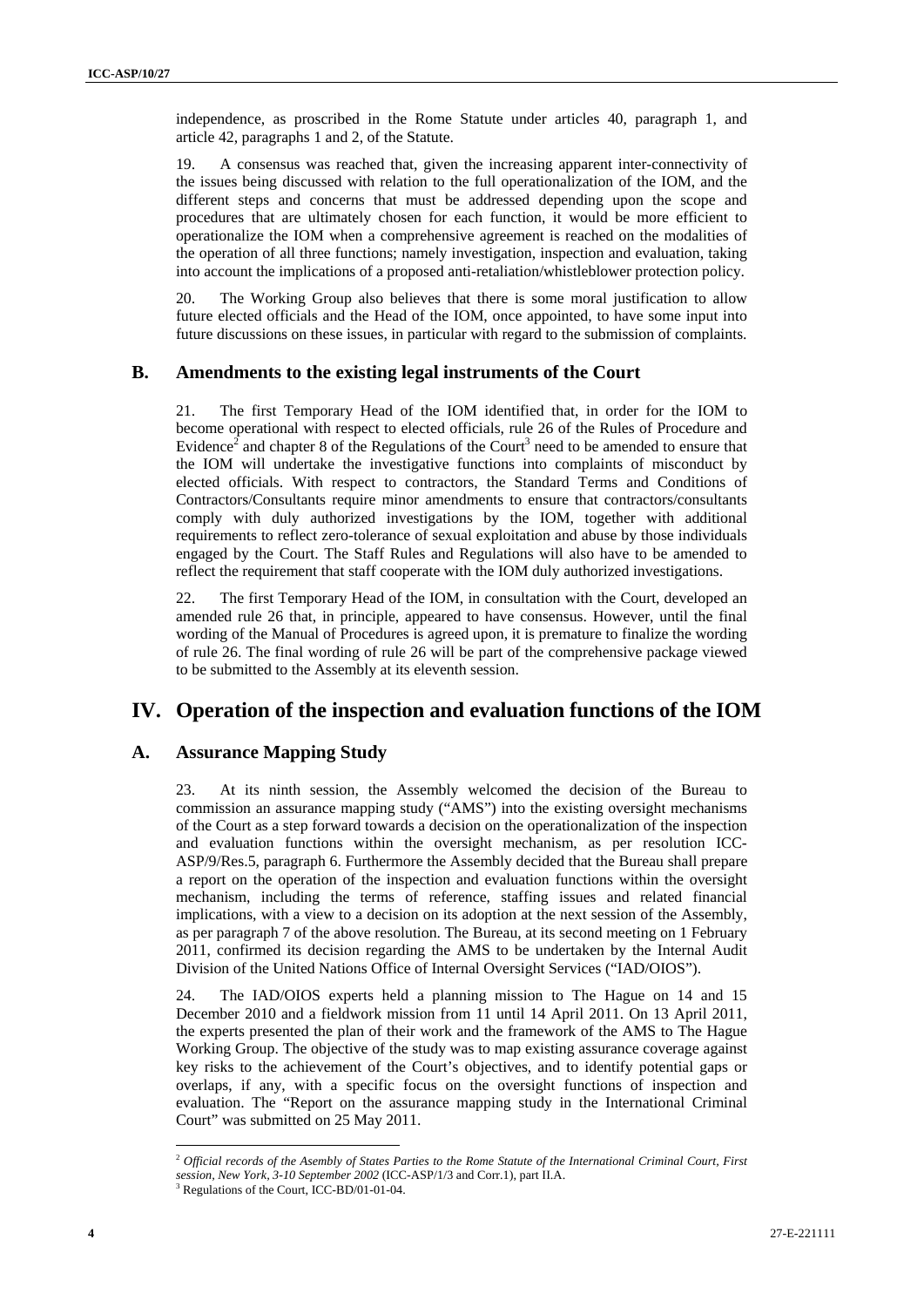independence, as proscribed in the Rome Statute under articles 40, paragraph 1, and article 42, paragraphs 1 and 2, of the Statute.

19. A consensus was reached that, given the increasing apparent inter-connectivity of the issues being discussed with relation to the full operationalization of the IOM, and the different steps and concerns that must be addressed depending upon the scope and procedures that are ultimately chosen for each function, it would be more efficient to operationalize the IOM when a comprehensive agreement is reached on the modalities of the operation of all three functions; namely investigation, inspection and evaluation, taking into account the implications of a proposed anti-retaliation/whistleblower protection policy.

20. The Working Group also believes that there is some moral justification to allow future elected officials and the Head of the IOM, once appointed, to have some input into future discussions on these issues, in particular with regard to the submission of complaints.

## B. Amendments to the existing legal instruments of the Court

21. The first Temporary Head of the IOM identified that, in order for the IOM to become operational with respect to elected officials, rule 26 of the Rules of Procedure and Evidence[2] and chapter 8 of the Regulations of the Court[3] need to be amended to ensure that the IOM will undertake the investigative functions into complaints of misconduct by elected officials. With respect to contractors, the Standard Terms and Conditions of Contractors/Consultants require minor amendments to ensure that contractors/consultants comply with duly authorized investigations by the IOM, together with additional requirements to reflect zero-tolerance of sexual exploitation and abuse by those individuals engaged by the Court. The Staff Rules and Regulations will also have to be amended to reflect the requirement that staff cooperate with the IOM duly authorized investigations.

22. The first Temporary Head of the IOM, in consultation with the Court, developed an amended rule 26 that, in principle, appeared to have consensus. However, until the final wording of the Manual of Procedures is agreed upon, it is premature to finalize the wording of rule 26. The final wording of rule 26 will be part of the comprehensive package viewed to be submitted to the Assembly at its eleventh session.

# IV. Operation of the inspection and evaluation functions of the IOM

## A. Assurance Mapping Study

23. At its ninth session, the Assembly welcomed the decision of the Bureau to commission an assurance mapping study ("AMS") into the existing oversight mechanisms of the Court as a step forward towards a decision on the operationalization of the inspection and evaluation functions within the oversight mechanism, as per resolution ICC-ASP/9/Res.5, paragraph 6. Furthermore the Assembly decided that the Bureau shall prepare a report on the operation of the inspection and evaluation functions within the oversight mechanism, including the terms of reference, staffing issues and related financial implications, with a view to a decision on its adoption at the next session of the Assembly, as per paragraph 7 of the above resolution. The Bureau, at its second meeting on 1 February 2011, confirmed its decision regarding the AMS to be undertaken by the Internal Audit Division of the United Nations Office of Internal Oversight Services ("IAD/OIOS").

24. The IAD/OIOS experts held a planning mission to The Hague on 14 and 15 December 2010 and a fieldwork mission from 11 until 14 April 2011. On 13 April 2011, the experts presented the plan of their work and the framework of the AMS to The Hague Working Group. The objective of the study was to map existing assurance coverage against key risks to the achievement of the Court's objectives, and to identify potential gaps or overlaps, if any, with a specific focus on the oversight functions of inspection and evaluation. The "Report on the assurance mapping study in the International Criminal Court" was submitted on 25 May 2011.

---

[2] *Official records of the Asembly of States Parties to the Rome Statute of the International Criminal Court, First session, New York, 3-10 September 2002* (ICC-ASP/1/3 and Corr.1), part II.A.

[3] Regulations of the Court, ICC-BD/01-01-04.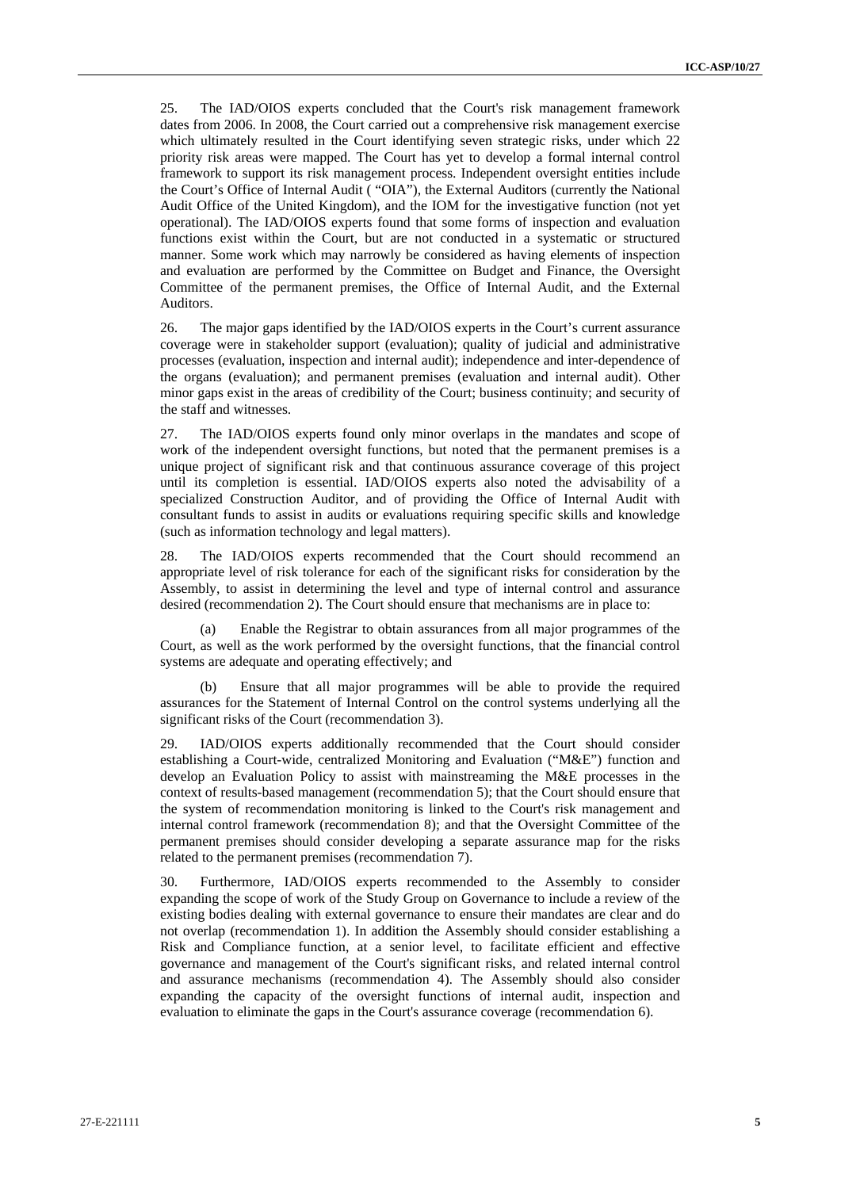25. The IAD/OIOS experts concluded that the Court's risk management framework dates from 2006. In 2008, the Court carried out a comprehensive risk management exercise which ultimately resulted in the Court identifying seven strategic risks, under which 22 priority risk areas were mapped. The Court has yet to develop a formal internal control framework to support its risk management process. Independent oversight entities include the Court's Office of Internal Audit ( "OIA"), the External Auditors (currently the National Audit Office of the United Kingdom), and the IOM for the investigative function (not yet operational). The IAD/OIOS experts found that some forms of inspection and evaluation functions exist within the Court, but are not conducted in a systematic or structured manner. Some work which may narrowly be considered as having elements of inspection and evaluation are performed by the Committee on Budget and Finance, the Oversight Committee of the permanent premises, the Office of Internal Audit, and the External Auditors.

26. The major gaps identified by the IAD/OIOS experts in the Court's current assurance coverage were in stakeholder support (evaluation); quality of judicial and administrative processes (evaluation, inspection and internal audit); independence and inter-dependence of the organs (evaluation); and permanent premises (evaluation and internal audit). Other minor gaps exist in the areas of credibility of the Court; business continuity; and security of the staff and witnesses.

27. The IAD/OIOS experts found only minor overlaps in the mandates and scope of work of the independent oversight functions, but noted that the permanent premises is a unique project of significant risk and that continuous assurance coverage of this project until its completion is essential. IAD/OIOS experts also noted the advisability of a specialized Construction Auditor, and of providing the Office of Internal Audit with consultant funds to assist in audits or evaluations requiring specific skills and knowledge (such as information technology and legal matters).

28. The IAD/OIOS experts recommended that the Court should recommend an appropriate level of risk tolerance for each of the significant risks for consideration by the Assembly, to assist in determining the level and type of internal control and assurance desired (recommendation 2). The Court should ensure that mechanisms are in place to:

(a) Enable the Registrar to obtain assurances from all major programmes of the Court, as well as the work performed by the oversight functions, that the financial control systems are adequate and operating effectively; and

(b) Ensure that all major programmes will be able to provide the required assurances for the Statement of Internal Control on the control systems underlying all the significant risks of the Court (recommendation 3).

29. IAD/OIOS experts additionally recommended that the Court should consider establishing a Court-wide, centralized Monitoring and Evaluation ("M&E") function and develop an Evaluation Policy to assist with mainstreaming the M&E processes in the context of results-based management (recommendation 5); that the Court should ensure that the system of recommendation monitoring is linked to the Court's risk management and internal control framework (recommendation 8); and that the Oversight Committee of the permanent premises should consider developing a separate assurance map for the risks related to the permanent premises (recommendation 7).

30. Furthermore, IAD/OIOS experts recommended to the Assembly to consider expanding the scope of work of the Study Group on Governance to include a review of the existing bodies dealing with external governance to ensure their mandates are clear and do not overlap (recommendation 1). In addition the Assembly should consider establishing a Risk and Compliance function, at a senior level, to facilitate efficient and effective governance and management of the Court's significant risks, and related internal control and assurance mechanisms (recommendation 4). The Assembly should also consider expanding the capacity of the oversight functions of internal audit, inspection and evaluation to eliminate the gaps in the Court's assurance coverage (recommendation 6).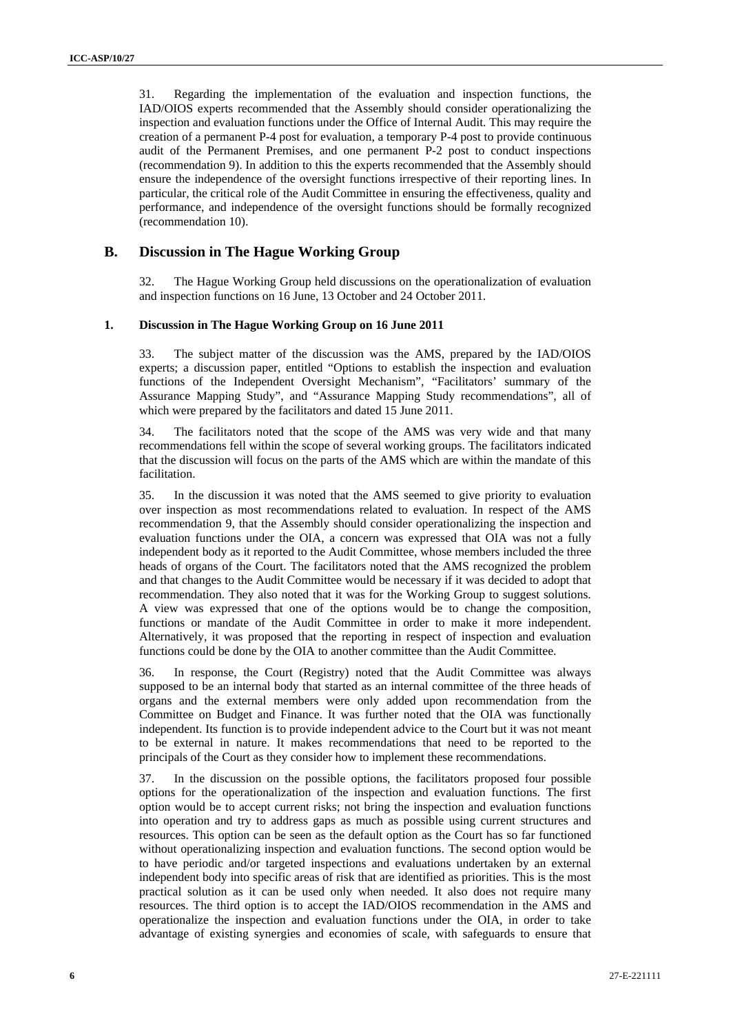31. Regarding the implementation of the evaluation and inspection functions, the IAD/OIOS experts recommended that the Assembly should consider operationalizing the inspection and evaluation functions under the Office of Internal Audit. This may require the creation of a permanent P-4 post for evaluation, a temporary P-4 post to provide continuous audit of the Permanent Premises, and one permanent P-2 post to conduct inspections (recommendation 9). In addition to this the experts recommended that the Assembly should ensure the independence of the oversight functions irrespective of their reporting lines. In particular, the critical role of the Audit Committee in ensuring the effectiveness, quality and performance, and independence of the oversight functions should be formally recognized (recommendation 10).

## B. Discussion in The Hague Working Group

32. The Hague Working Group held discussions on the operationalization of evaluation and inspection functions on 16 June, 13 October and 24 October 2011.

### 1. Discussion in The Hague Working Group on 16 June 2011

33. The subject matter of the discussion was the AMS, prepared by the IAD/OIOS experts; a discussion paper, entitled "Options to establish the inspection and evaluation functions of the Independent Oversight Mechanism", "Facilitators' summary of the Assurance Mapping Study", and "Assurance Mapping Study recommendations", all of which were prepared by the facilitators and dated 15 June 2011.

34. The facilitators noted that the scope of the AMS was very wide and that many recommendations fell within the scope of several working groups. The facilitators indicated that the discussion will focus on the parts of the AMS which are within the mandate of this facilitation.

35. In the discussion it was noted that the AMS seemed to give priority to evaluation over inspection as most recommendations related to evaluation. In respect of the AMS recommendation 9, that the Assembly should consider operationalizing the inspection and evaluation functions under the OIA, a concern was expressed that OIA was not a fully independent body as it reported to the Audit Committee, whose members included the three heads of organs of the Court. The facilitators noted that the AMS recognized the problem and that changes to the Audit Committee would be necessary if it was decided to adopt that recommendation. They also noted that it was for the Working Group to suggest solutions. A view was expressed that one of the options would be to change the composition, functions or mandate of the Audit Committee in order to make it more independent. Alternatively, it was proposed that the reporting in respect of inspection and evaluation functions could be done by the OIA to another committee than the Audit Committee.

36. In response, the Court (Registry) noted that the Audit Committee was always supposed to be an internal body that started as an internal committee of the three heads of organs and the external members were only added upon recommendation from the Committee on Budget and Finance. It was further noted that the OIA was functionally independent. Its function is to provide independent advice to the Court but it was not meant to be external in nature. It makes recommendations that need to be reported to the principals of the Court as they consider how to implement these recommendations.

37. In the discussion on the possible options, the facilitators proposed four possible options for the operationalization of the inspection and evaluation functions. The first option would be to accept current risks; not bring the inspection and evaluation functions into operation and try to address gaps as much as possible using current structures and resources. This option can be seen as the default option as the Court has so far functioned without operationalizing inspection and evaluation functions. The second option would be to have periodic and/or targeted inspections and evaluations undertaken by an external independent body into specific areas of risk that are identified as priorities. This is the most practical solution as it can be used only when needed. It also does not require many resources. The third option is to accept the IAD/OIOS recommendation in the AMS and operationalize the inspection and evaluation functions under the OIA, in order to take advantage of existing synergies and economies of scale, with safeguards to ensure that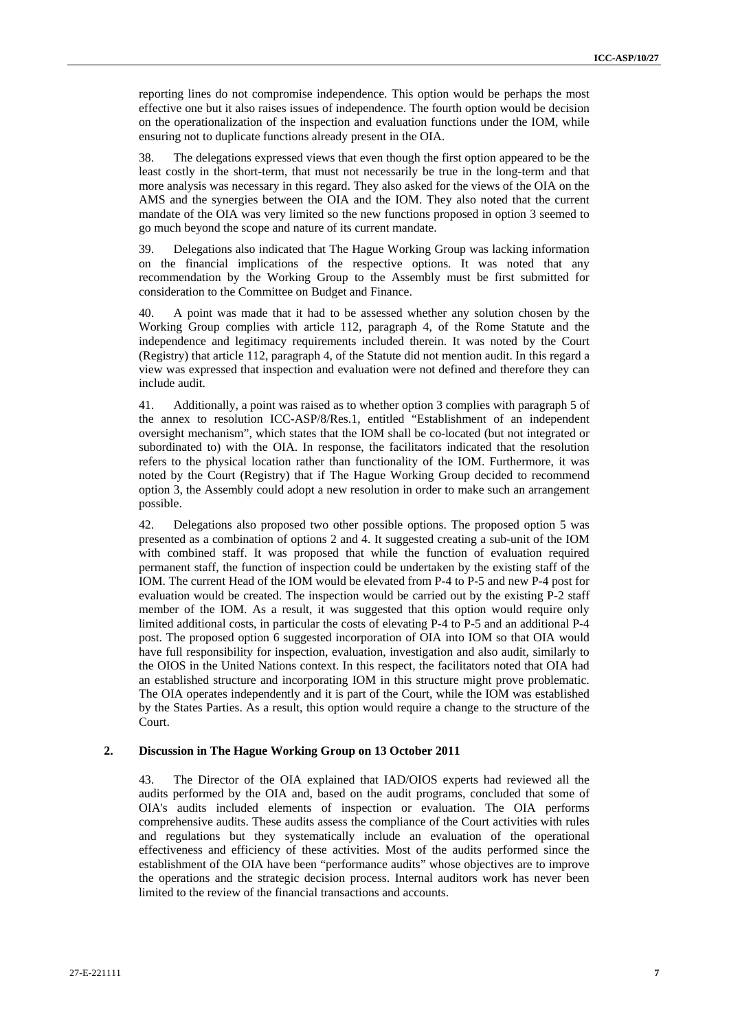reporting lines do not compromise independence. This option would be perhaps the most effective one but it also raises issues of independence. The fourth option would be decision on the operationalization of the inspection and evaluation functions under the IOM, while ensuring not to duplicate functions already present in the OIA.

38. The delegations expressed views that even though the first option appeared to be the least costly in the short-term, that must not necessarily be true in the long-term and that more analysis was necessary in this regard. They also asked for the views of the OIA on the AMS and the synergies between the OIA and the IOM. They also noted that the current mandate of the OIA was very limited so the new functions proposed in option 3 seemed to go much beyond the scope and nature of its current mandate.

39. Delegations also indicated that The Hague Working Group was lacking information on the financial implications of the respective options. It was noted that any recommendation by the Working Group to the Assembly must be first submitted for consideration to the Committee on Budget and Finance.

40. A point was made that it had to be assessed whether any solution chosen by the Working Group complies with article 112, paragraph 4, of the Rome Statute and the independence and legitimacy requirements included therein. It was noted by the Court (Registry) that article 112, paragraph 4, of the Statute did not mention audit. In this regard a view was expressed that inspection and evaluation were not defined and therefore they can include audit.

41. Additionally, a point was raised as to whether option 3 complies with paragraph 5 of the annex to resolution ICC-ASP/8/Res.1, entitled "Establishment of an independent oversight mechanism", which states that the IOM shall be co-located (but not integrated or subordinated to) with the OIA. In response, the facilitators indicated that the resolution refers to the physical location rather than functionality of the IOM. Furthermore, it was noted by the Court (Registry) that if The Hague Working Group decided to recommend option 3, the Assembly could adopt a new resolution in order to make such an arrangement possible.

42. Delegations also proposed two other possible options. The proposed option 5 was presented as a combination of options 2 and 4. It suggested creating a sub-unit of the IOM with combined staff. It was proposed that while the function of evaluation required permanent staff, the function of inspection could be undertaken by the existing staff of the IOM. The current Head of the IOM would be elevated from P-4 to P-5 and new P-4 post for evaluation would be created. The inspection would be carried out by the existing P-2 staff member of the IOM. As a result, it was suggested that this option would require only limited additional costs, in particular the costs of elevating P-4 to P-5 and an additional P-4 post. The proposed option 6 suggested incorporation of OIA into IOM so that OIA would have full responsibility for inspection, evaluation, investigation and also audit, similarly to the OIOS in the United Nations context. In this respect, the facilitators noted that OIA had an established structure and incorporating IOM in this structure might prove problematic. The OIA operates independently and it is part of the Court, while the IOM was established by the States Parties. As a result, this option would require a change to the structure of the Court.

### 2. Discussion in The Hague Working Group on 13 October 2011

43. The Director of the OIA explained that IAD/OIOS experts had reviewed all the audits performed by the OIA and, based on the audit programs, concluded that some of OIA's audits included elements of inspection or evaluation. The OIA performs comprehensive audits. These audits assess the compliance of the Court activities with rules and regulations but they systematically include an evaluation of the operational effectiveness and efficiency of these activities. Most of the audits performed since the establishment of the OIA have been "performance audits" whose objectives are to improve the operations and the strategic decision process. Internal auditors work has never been limited to the review of the financial transactions and accounts.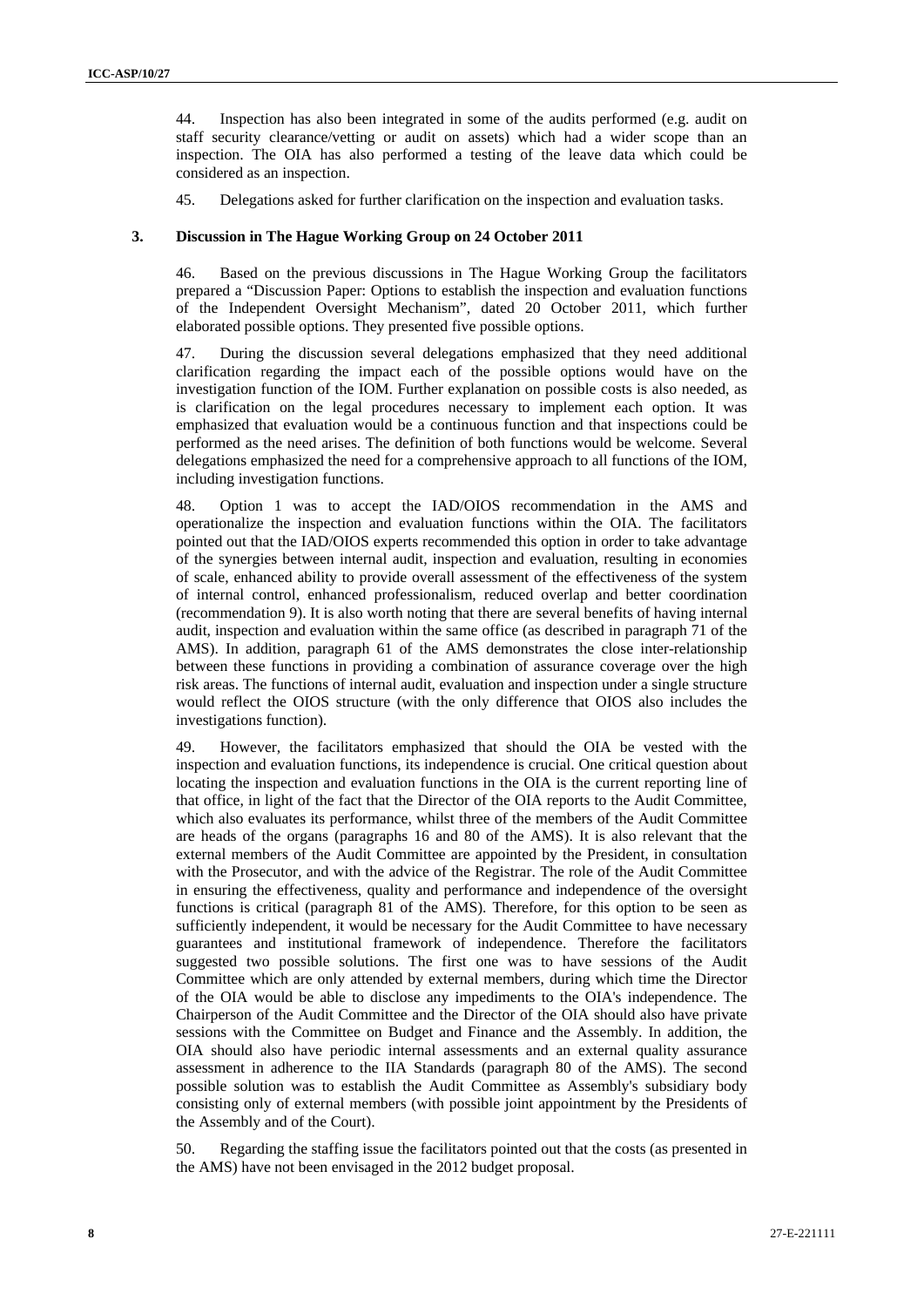44. Inspection has also been integrated in some of the audits performed (e.g. audit on staff security clearance/vetting or audit on assets) which had a wider scope than an inspection. The OIA has also performed a testing of the leave data which could be considered as an inspection.

45. Delegations asked for further clarification on the inspection and evaluation tasks.

### 3. Discussion in The Hague Working Group on 24 October 2011

46. Based on the previous discussions in The Hague Working Group the facilitators prepared a "Discussion Paper: Options to establish the inspection and evaluation functions of the Independent Oversight Mechanism", dated 20 October 2011, which further elaborated possible options. They presented five possible options.

47. During the discussion several delegations emphasized that they need additional clarification regarding the impact each of the possible options would have on the investigation function of the IOM. Further explanation on possible costs is also needed, as is clarification on the legal procedures necessary to implement each option. It was emphasized that evaluation would be a continuous function and that inspections could be performed as the need arises. The definition of both functions would be welcome. Several delegations emphasized the need for a comprehensive approach to all functions of the IOM, including investigation functions.

48. Option 1 was to accept the IAD/OIOS recommendation in the AMS and operationalize the inspection and evaluation functions within the OIA. The facilitators pointed out that the IAD/OIOS experts recommended this option in order to take advantage of the synergies between internal audit, inspection and evaluation, resulting in economies of scale, enhanced ability to provide overall assessment of the effectiveness of the system of internal control, enhanced professionalism, reduced overlap and better coordination (recommendation 9). It is also worth noting that there are several benefits of having internal audit, inspection and evaluation within the same office (as described in paragraph 71 of the AMS). In addition, paragraph 61 of the AMS demonstrates the close inter-relationship between these functions in providing a combination of assurance coverage over the high risk areas. The functions of internal audit, evaluation and inspection under a single structure would reflect the OIOS structure (with the only difference that OIOS also includes the investigations function).

49. However, the facilitators emphasized that should the OIA be vested with the inspection and evaluation functions, its independence is crucial. One critical question about locating the inspection and evaluation functions in the OIA is the current reporting line of that office, in light of the fact that the Director of the OIA reports to the Audit Committee, which also evaluates its performance, whilst three of the members of the Audit Committee are heads of the organs (paragraphs 16 and 80 of the AMS). It is also relevant that the external members of the Audit Committee are appointed by the President, in consultation with the Prosecutor, and with the advice of the Registrar. The role of the Audit Committee in ensuring the effectiveness, quality and performance and independence of the oversight functions is critical (paragraph 81 of the AMS). Therefore, for this option to be seen as sufficiently independent, it would be necessary for the Audit Committee to have necessary guarantees and institutional framework of independence. Therefore the facilitators suggested two possible solutions. The first one was to have sessions of the Audit Committee which are only attended by external members, during which time the Director of the OIA would be able to disclose any impediments to the OIA's independence. The Chairperson of the Audit Committee and the Director of the OIA should also have private sessions with the Committee on Budget and Finance and the Assembly. In addition, the OIA should also have periodic internal assessments and an external quality assurance assessment in adherence to the IIA Standards (paragraph 80 of the AMS). The second possible solution was to establish the Audit Committee as Assembly's subsidiary body consisting only of external members (with possible joint appointment by the Presidents of the Assembly and of the Court).

50. Regarding the staffing issue the facilitators pointed out that the costs (as presented in the AMS) have not been envisaged in the 2012 budget proposal.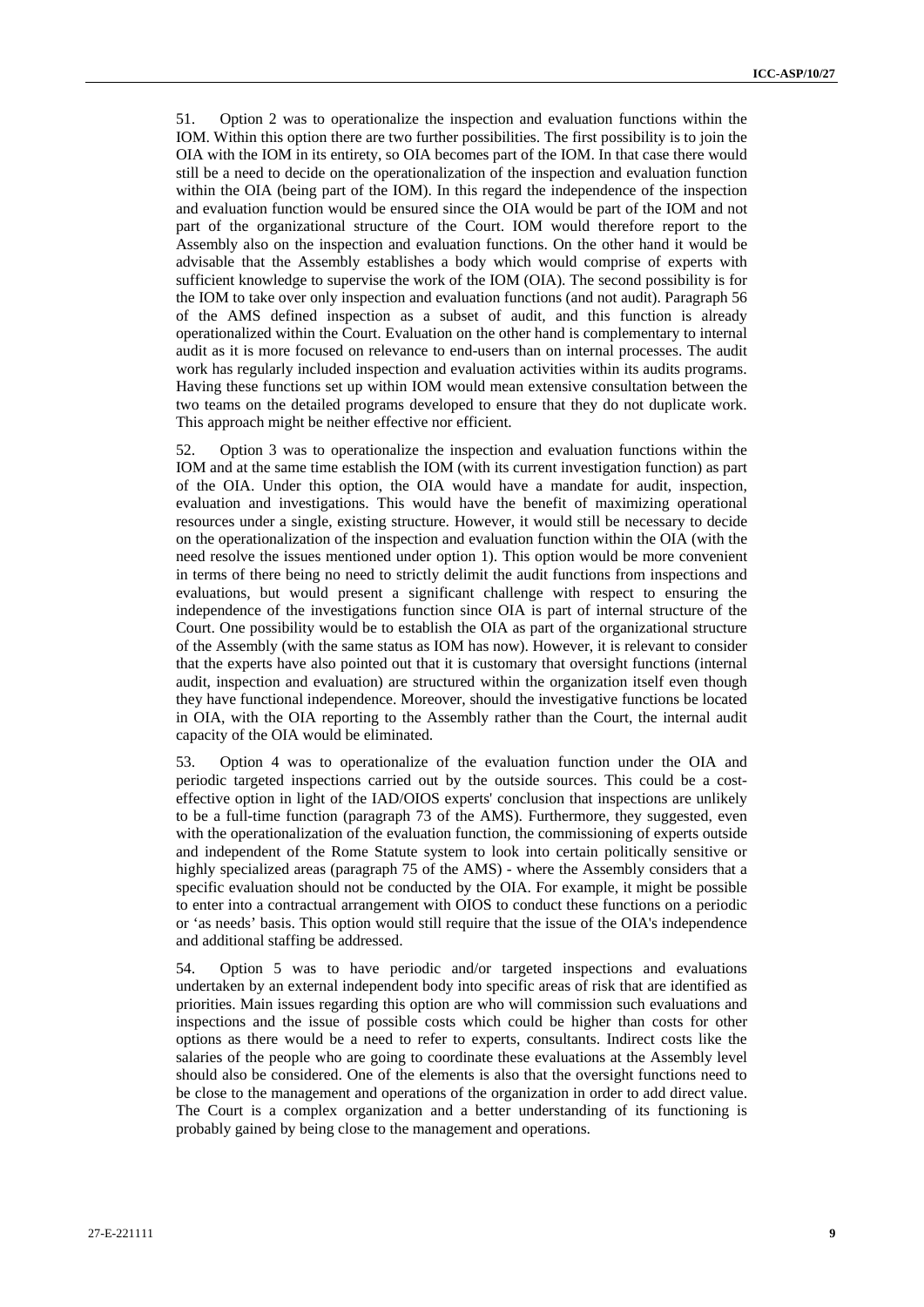51. Option 2 was to operationalize the inspection and evaluation functions within the IOM. Within this option there are two further possibilities. The first possibility is to join the OIA with the IOM in its entirety, so OIA becomes part of the IOM. In that case there would still be a need to decide on the operationalization of the inspection and evaluation function within the OIA (being part of the IOM). In this regard the independence of the inspection and evaluation function would be ensured since the OIA would be part of the IOM and not part of the organizational structure of the Court. IOM would therefore report to the Assembly also on the inspection and evaluation functions. On the other hand it would be advisable that the Assembly establishes a body which would comprise of experts with sufficient knowledge to supervise the work of the IOM (OIA). The second possibility is for the IOM to take over only inspection and evaluation functions (and not audit). Paragraph 56 of the AMS defined inspection as a subset of audit, and this function is already operationalized within the Court. Evaluation on the other hand is complementary to internal audit as it is more focused on relevance to end-users than on internal processes. The audit work has regularly included inspection and evaluation activities within its audits programs. Having these functions set up within IOM would mean extensive consultation between the two teams on the detailed programs developed to ensure that they do not duplicate work. This approach might be neither effective nor efficient.

52. Option 3 was to operationalize the inspection and evaluation functions within the IOM and at the same time establish the IOM (with its current investigation function) as part of the OIA. Under this option, the OIA would have a mandate for audit, inspection, evaluation and investigations. This would have the benefit of maximizing operational resources under a single, existing structure. However, it would still be necessary to decide on the operationalization of the inspection and evaluation function within the OIA (with the need resolve the issues mentioned under option 1). This option would be more convenient in terms of there being no need to strictly delimit the audit functions from inspections and evaluations, but would present a significant challenge with respect to ensuring the independence of the investigations function since OIA is part of internal structure of the Court. One possibility would be to establish the OIA as part of the organizational structure of the Assembly (with the same status as IOM has now). However, it is relevant to consider that the experts have also pointed out that it is customary that oversight functions (internal audit, inspection and evaluation) are structured within the organization itself even though they have functional independence. Moreover, should the investigative functions be located in OIA, with the OIA reporting to the Assembly rather than the Court, the internal audit capacity of the OIA would be eliminated.

53. Option 4 was to operationalize of the evaluation function under the OIA and periodic targeted inspections carried out by the outside sources. This could be a cost-effective option in light of the IAD/OIOS experts' conclusion that inspections are unlikely to be a full-time function (paragraph 73 of the AMS). Furthermore, they suggested, even with the operationalization of the evaluation function, the commissioning of experts outside and independent of the Rome Statute system to look into certain politically sensitive or highly specialized areas (paragraph 75 of the AMS) - where the Assembly considers that a specific evaluation should not be conducted by the OIA. For example, it might be possible to enter into a contractual arrangement with OIOS to conduct these functions on a periodic or 'as needs' basis. This option would still require that the issue of the OIA's independence and additional staffing be addressed.

54. Option 5 was to have periodic and/or targeted inspections and evaluations undertaken by an external independent body into specific areas of risk that are identified as priorities. Main issues regarding this option are who will commission such evaluations and inspections and the issue of possible costs which could be higher than costs for other options as there would be a need to refer to experts, consultants. Indirect costs like the salaries of the people who are going to coordinate these evaluations at the Assembly level should also be considered. One of the elements is also that the oversight functions need to be close to the management and operations of the organization in order to add direct value. The Court is a complex organization and a better understanding of its functioning is probably gained by being close to the management and operations.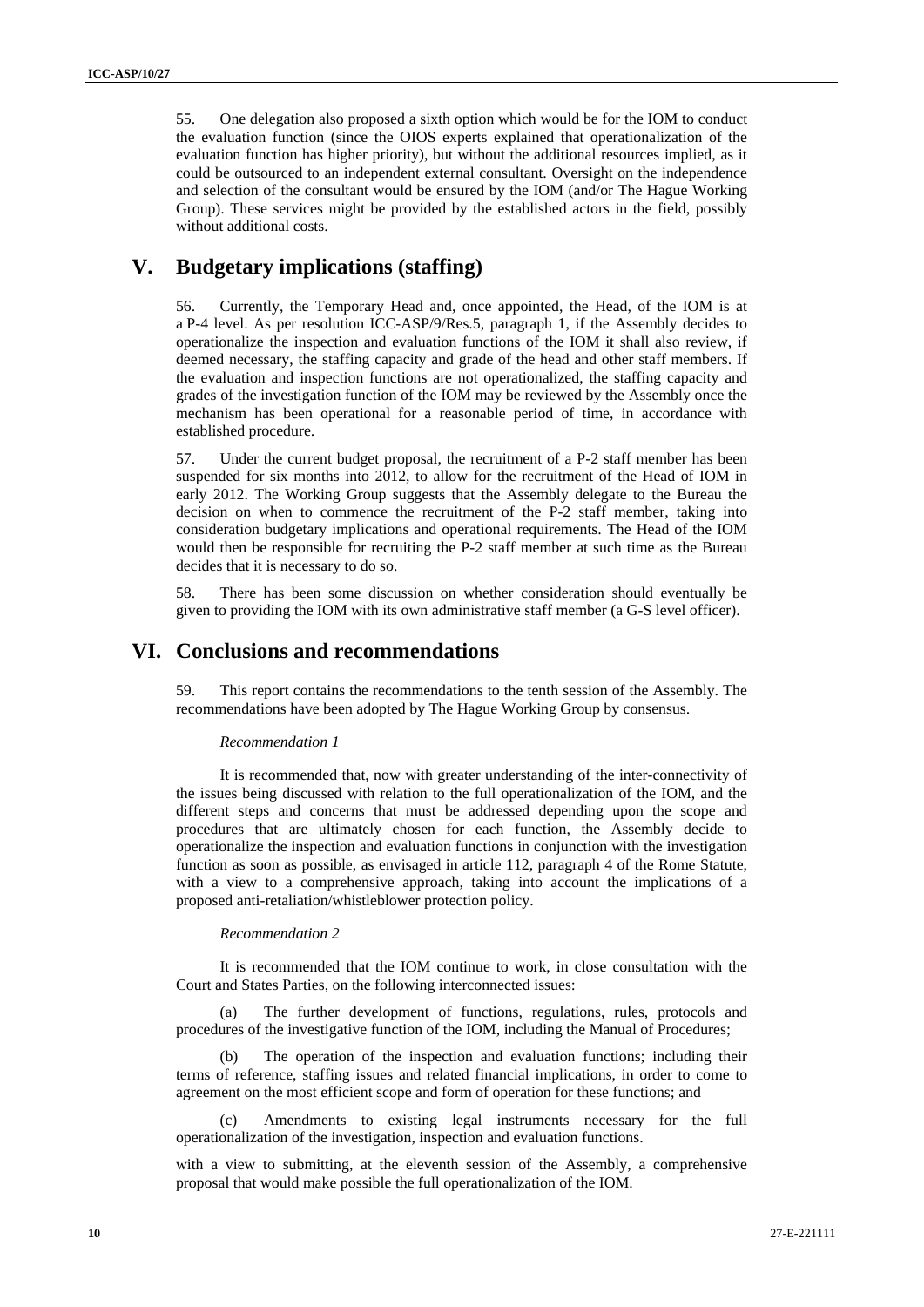55. One delegation also proposed a sixth option which would be for the IOM to conduct the evaluation function (since the OIOS experts explained that operationalization of the evaluation function has higher priority), but without the additional resources implied, as it could be outsourced to an independent external consultant. Oversight on the independence and selection of the consultant would be ensured by the IOM (and/or The Hague Working Group). These services might be provided by the established actors in the field, possibly without additional costs.

# V. Budgetary implications (staffing)

56. Currently, the Temporary Head and, once appointed, the Head, of the IOM is at a P-4 level. As per resolution ICC-ASP/9/Res.5, paragraph 1, if the Assembly decides to operationalize the inspection and evaluation functions of the IOM it shall also review, if deemed necessary, the staffing capacity and grade of the head and other staff members. If the evaluation and inspection functions are not operationalized, the staffing capacity and grades of the investigation function of the IOM may be reviewed by the Assembly once the mechanism has been operational for a reasonable period of time, in accordance with established procedure.

57. Under the current budget proposal, the recruitment of a P-2 staff member has been suspended for six months into 2012, to allow for the recruitment of the Head of IOM in early 2012. The Working Group suggests that the Assembly delegate to the Bureau the decision on when to commence the recruitment of the P-2 staff member, taking into consideration budgetary implications and operational requirements. The Head of the IOM would then be responsible for recruiting the P-2 staff member at such time as the Bureau decides that it is necessary to do so.

58. There has been some discussion on whether consideration should eventually be given to providing the IOM with its own administrative staff member (a G-S level officer).

# VI. Conclusions and recommendations

59. This report contains the recommendations to the tenth session of the Assembly. The recommendations have been adopted by The Hague Working Group by consensus.

*Recommendation 1*

It is recommended that, now with greater understanding of the inter-connectivity of the issues being discussed with relation to the full operationalization of the IOM, and the different steps and concerns that must be addressed depending upon the scope and procedures that are ultimately chosen for each function, the Assembly decide to operationalize the inspection and evaluation functions in conjunction with the investigation function as soon as possible, as envisaged in article 112, paragraph 4 of the Rome Statute, with a view to a comprehensive approach, taking into account the implications of a proposed anti-retaliation/whistleblower protection policy.

*Recommendation 2*

It is recommended that the IOM continue to work, in close consultation with the Court and States Parties, on the following interconnected issues:

(a) The further development of functions, regulations, rules, protocols and procedures of the investigative function of the IOM, including the Manual of Procedures;

(b) The operation of the inspection and evaluation functions; including their terms of reference, staffing issues and related financial implications, in order to come to agreement on the most efficient scope and form of operation for these functions; and

(c) Amendments to existing legal instruments necessary for the full operationalization of the investigation, inspection and evaluation functions.

with a view to submitting, at the eleventh session of the Assembly, a comprehensive proposal that would make possible the full operationalization of the IOM.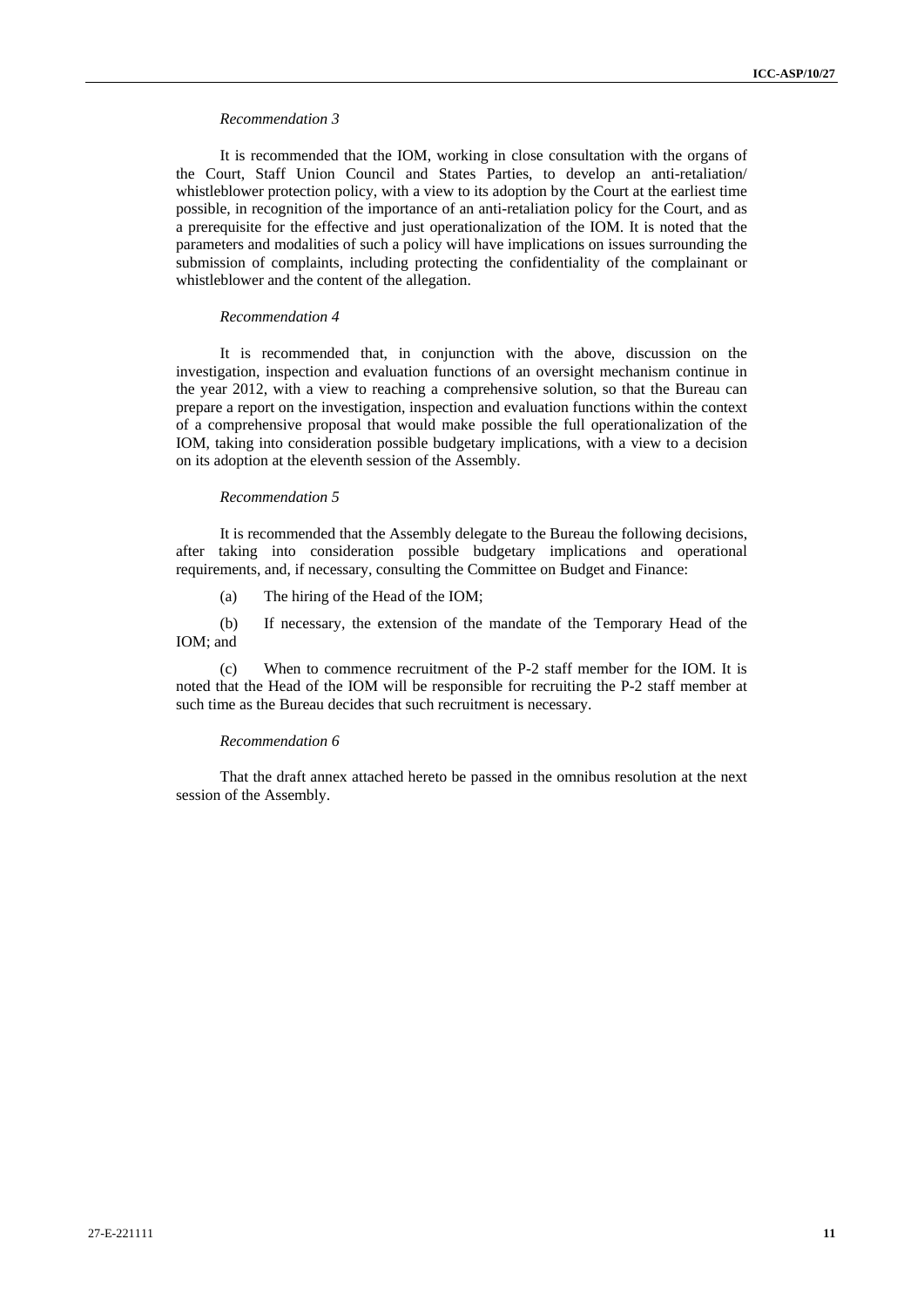*Recommendation 3*

It is recommended that the IOM, working in close consultation with the organs of the Court, Staff Union Council and States Parties, to develop an anti-retaliation/ whistleblower protection policy, with a view to its adoption by the Court at the earliest time possible, in recognition of the importance of an anti-retaliation policy for the Court, and as a prerequisite for the effective and just operationalization of the IOM. It is noted that the parameters and modalities of such a policy will have implications on issues surrounding the submission of complaints, including protecting the confidentiality of the complainant or whistleblower and the content of the allegation.

*Recommendation 4*

It is recommended that, in conjunction with the above, discussion on the investigation, inspection and evaluation functions of an oversight mechanism continue in the year 2012, with a view to reaching a comprehensive solution, so that the Bureau can prepare a report on the investigation, inspection and evaluation functions within the context of a comprehensive proposal that would make possible the full operationalization of the IOM, taking into consideration possible budgetary implications, with a view to a decision on its adoption at the eleventh session of the Assembly.

*Recommendation 5*

It is recommended that the Assembly delegate to the Bureau the following decisions, after taking into consideration possible budgetary implications and operational requirements, and, if necessary, consulting the Committee on Budget and Finance:

(a) The hiring of the Head of the IOM;

(b) If necessary, the extension of the mandate of the Temporary Head of the IOM; and

(c) When to commence recruitment of the P-2 staff member for the IOM. It is noted that the Head of the IOM will be responsible for recruiting the P-2 staff member at such time as the Bureau decides that such recruitment is necessary.

*Recommendation 6*

That the draft annex attached hereto be passed in the omnibus resolution at the next session of the Assembly.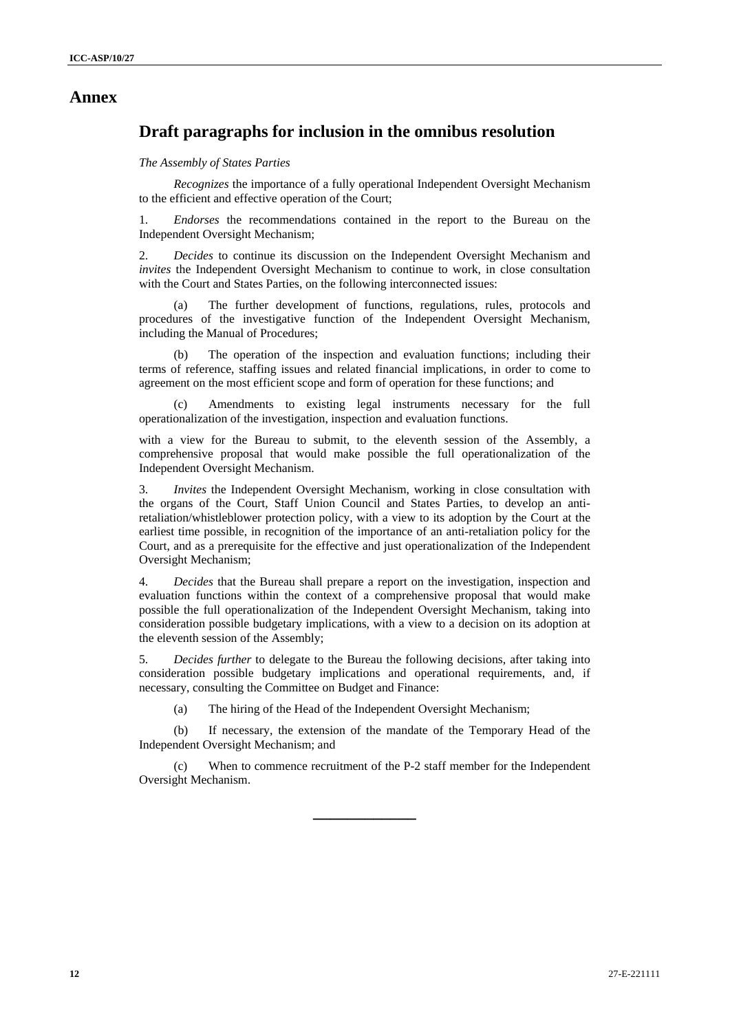# Annex

## Draft paragraphs for inclusion in the omnibus resolution

*The Assembly of States Parties*

*Recognizes* the importance of a fully operational Independent Oversight Mechanism to the efficient and effective operation of the Court;

1. *Endorses* the recommendations contained in the report to the Bureau on the Independent Oversight Mechanism;

2. *Decides* to continue its discussion on the Independent Oversight Mechanism and *invites* the Independent Oversight Mechanism to continue to work, in close consultation with the Court and States Parties, on the following interconnected issues:

(a) The further development of functions, regulations, rules, protocols and procedures of the investigative function of the Independent Oversight Mechanism, including the Manual of Procedures;

(b) The operation of the inspection and evaluation functions; including their terms of reference, staffing issues and related financial implications, in order to come to agreement on the most efficient scope and form of operation for these functions; and

(c) Amendments to existing legal instruments necessary for the full operationalization of the investigation, inspection and evaluation functions.

with a view for the Bureau to submit, to the eleventh session of the Assembly, a comprehensive proposal that would make possible the full operationalization of the Independent Oversight Mechanism.

3. *Invites* the Independent Oversight Mechanism, working in close consultation with the organs of the Court, Staff Union Council and States Parties, to develop an anti-retaliation/whistleblower protection policy, with a view to its adoption by the Court at the earliest time possible, in recognition of the importance of an anti-retaliation policy for the Court, and as a prerequisite for the effective and just operationalization of the Independent Oversight Mechanism;

4. *Decides* that the Bureau shall prepare a report on the investigation, inspection and evaluation functions within the context of a comprehensive proposal that would make possible the full operationalization of the Independent Oversight Mechanism, taking into consideration possible budgetary implications, with a view to a decision on its adoption at the eleventh session of the Assembly;

5. *Decides further* to delegate to the Bureau the following decisions, after taking into consideration possible budgetary implications and operational requirements, and, if necessary, consulting the Committee on Budget and Finance:

(a) The hiring of the Head of the Independent Oversight Mechanism;

(b) If necessary, the extension of the mandate of the Temporary Head of the Independent Oversight Mechanism; and

(c) When to commence recruitment of the P-2 staff member for the Independent Oversight Mechanism.